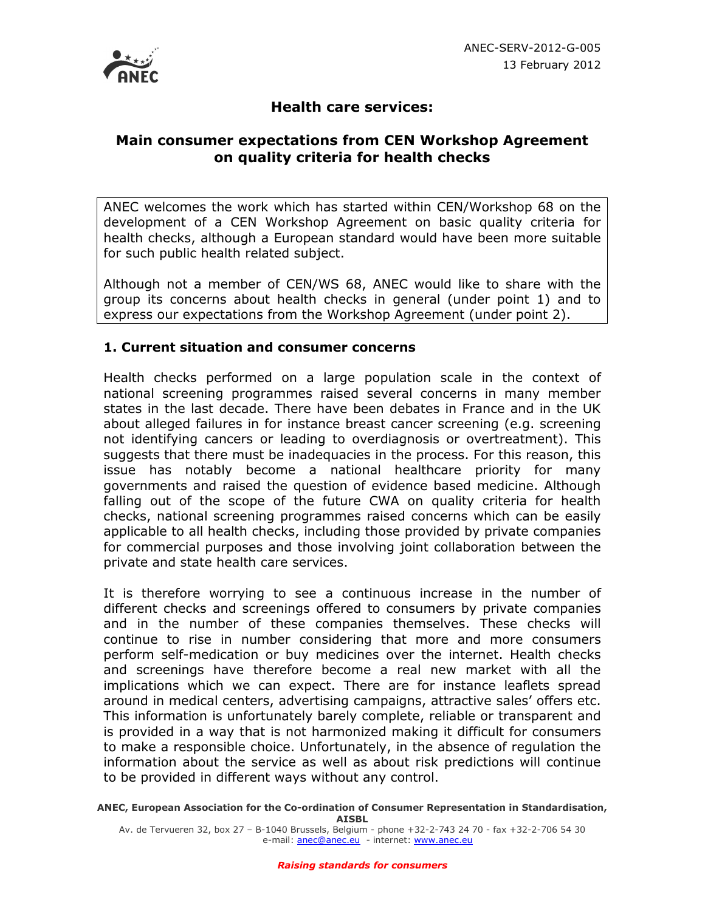ANEC-SERV-2012-G-005
13 February 2012

# Health care services:

## Main consumer expectations from CEN Workshop Agreement on quality criteria for health checks

ANEC welcomes the work which has started within CEN/Workshop 68 on the development of a CEN Workshop Agreement on basic quality criteria for health checks, although a European standard would have been more suitable for such public health related subject.

Although not a member of CEN/WS 68, ANEC would like to share with the group its concerns about health checks in general (under point 1) and to express our expectations from the Workshop Agreement (under point 2).

### 1. Current situation and consumer concerns

Health checks performed on a large population scale in the context of national screening programmes raised several concerns in many member states in the last decade. There have been debates in France and in the UK about alleged failures in for instance breast cancer screening (e.g. screening not identifying cancers or leading to overdiagnosis or overtreatment). This suggests that there must be inadequacies in the process. For this reason, this issue has notably become a national healthcare priority for many governments and raised the question of evidence based medicine. Although falling out of the scope of the future CWA on quality criteria for health checks, national screening programmes raised concerns which can be easily applicable to all health checks, including those provided by private companies for commercial purposes and those involving joint collaboration between the private and state health care services.

It is therefore worrying to see a continuous increase in the number of different checks and screenings offered to consumers by private companies and in the number of these companies themselves. These checks will continue to rise in number considering that more and more consumers perform self-medication or buy medicines over the internet. Health checks and screenings have therefore become a real new market with all the implications which we can expect. There are for instance leaflets spread around in medical centers, advertising campaigns, attractive sales' offers etc. This information is unfortunately barely complete, reliable or transparent and is provided in a way that is not harmonized making it difficult for consumers to make a responsible choice. Unfortunately, in the absence of regulation the information about the service as well as about risk predictions will continue to be provided in different ways without any control.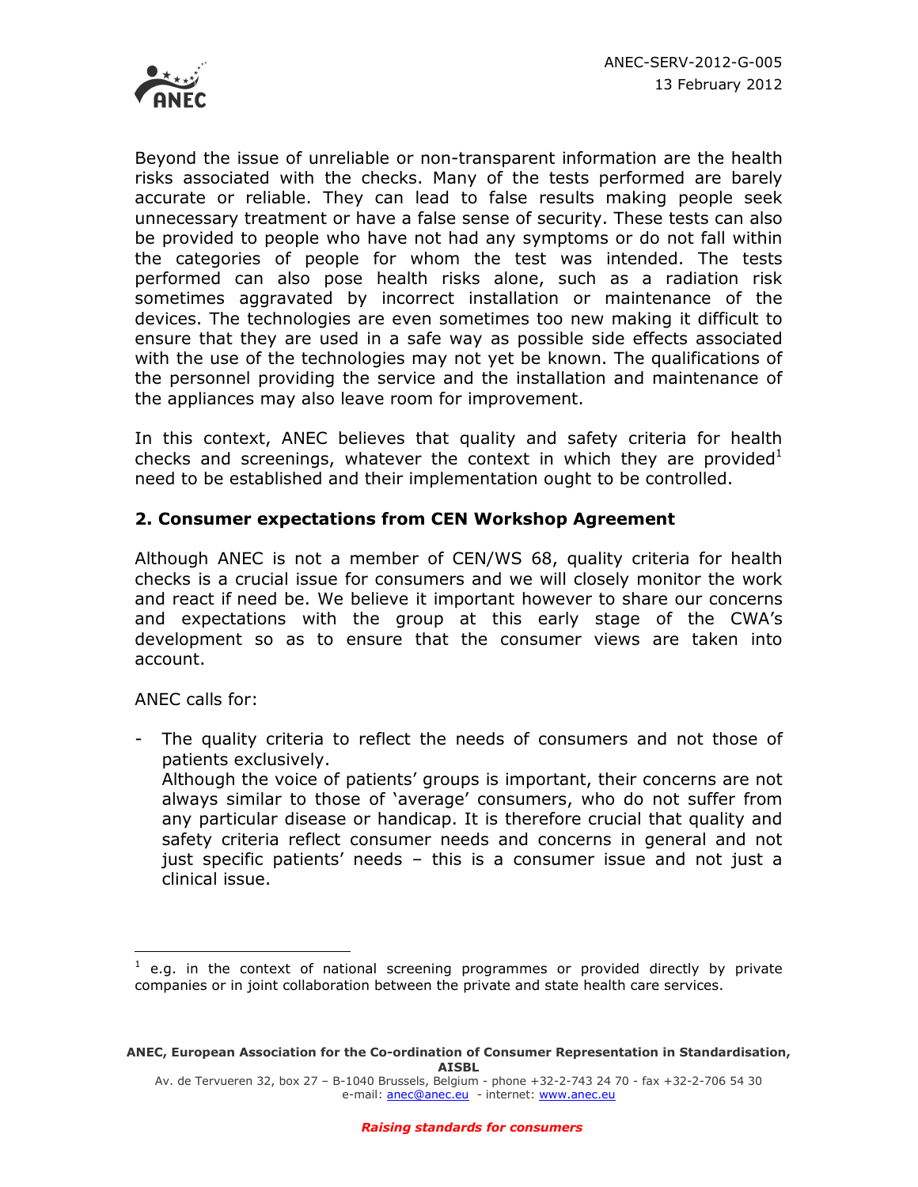Beyond the issue of unreliable or non-transparent information are the health risks associated with the checks. Many of the tests performed are barely accurate or reliable. They can lead to false results making people seek unnecessary treatment or have a false sense of security. These tests can also be provided to people who have not had any symptoms or do not fall within the categories of people for whom the test was intended. The tests performed can also pose health risks alone, such as a radiation risk sometimes aggravated by incorrect installation or maintenance of the devices. The technologies are even sometimes too new making it difficult to ensure that they are used in a safe way as possible side effects associated with the use of the technologies may not yet be known. The qualifications of the personnel providing the service and the installation and maintenance of the appliances may also leave room for improvement.

In this context, ANEC believes that quality and safety criteria for health checks and screenings, whatever the context in which they are provided[1] need to be established and their implementation ought to be controlled.

## 2. Consumer expectations from CEN Workshop Agreement

Although ANEC is not a member of CEN/WS 68, quality criteria for health checks is a crucial issue for consumers and we will closely monitor the work and react if need be. We believe it important however to share our concerns and expectations with the group at this early stage of the CWA's development so as to ensure that the consumer views are taken into account.

ANEC calls for:

- The quality criteria to reflect the needs of consumers and not those of patients exclusively.
  Although the voice of patients' groups is important, their concerns are not always similar to those of 'average' consumers, who do not suffer from any particular disease or handicap. It is therefore crucial that quality and safety criteria reflect consumer needs and concerns in general and not just specific patients' needs – this is a consumer issue and not just a clinical issue.

[1] e.g. in the context of national screening programmes or provided directly by private companies or in joint collaboration between the private and state health care services.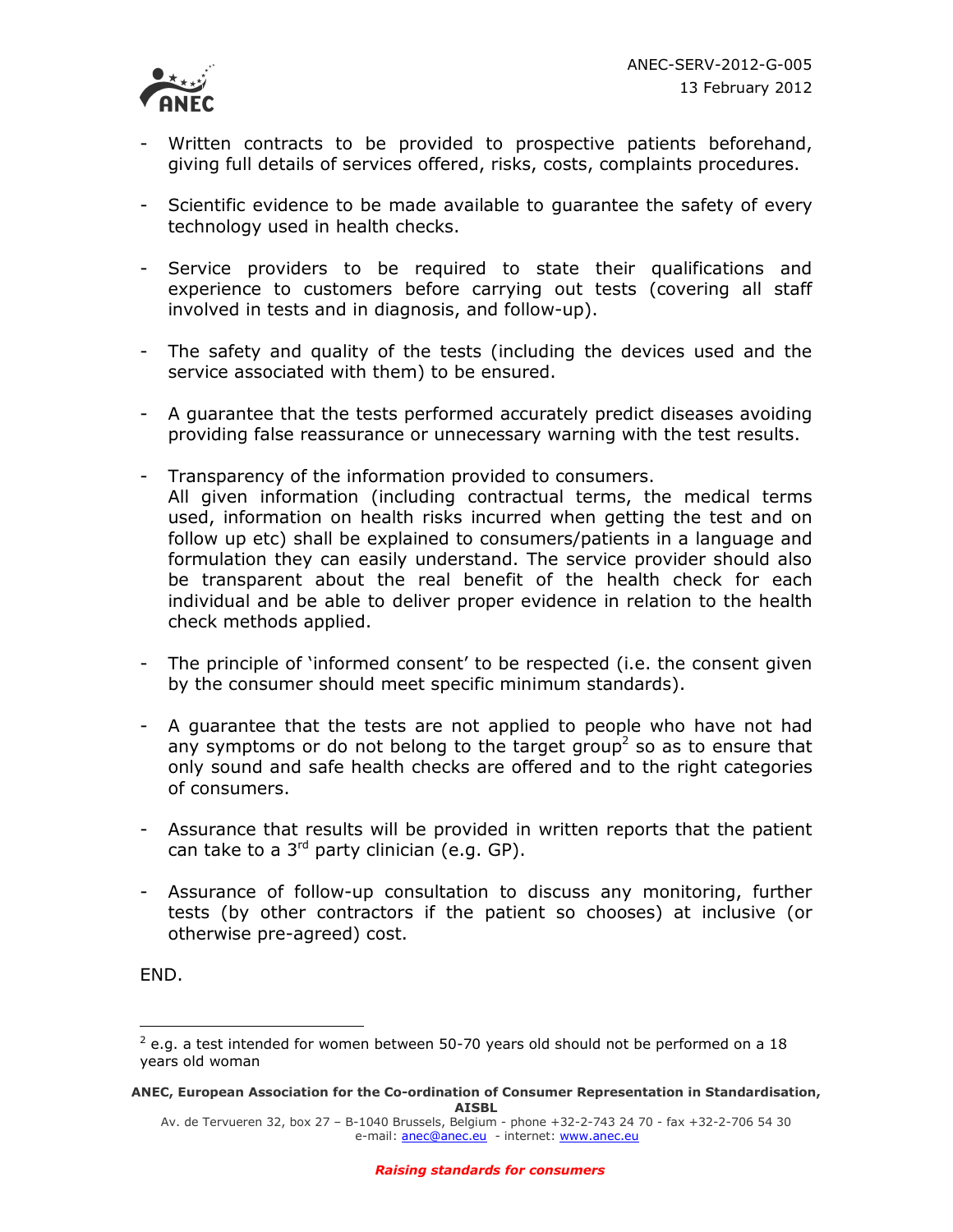- Written contracts to be provided to prospective patients beforehand, giving full details of services offered, risks, costs, complaints procedures.

- Scientific evidence to be made available to guarantee the safety of every technology used in health checks.

- Service providers to be required to state their qualifications and experience to customers before carrying out tests (covering all staff involved in tests and in diagnosis, and follow-up).

- The safety and quality of the tests (including the devices used and the service associated with them) to be ensured.

- A guarantee that the tests performed accurately predict diseases avoiding providing false reassurance or unnecessary warning with the test results.

- Transparency of the information provided to consumers.
  All given information (including contractual terms, the medical terms used, information on health risks incurred when getting the test and on follow up etc) shall be explained to consumers/patients in a language and formulation they can easily understand. The service provider should also be transparent about the real benefit of the health check for each individual and be able to deliver proper evidence in relation to the health check methods applied.

- The principle of 'informed consent' to be respected (i.e. the consent given by the consumer should meet specific minimum standards).

- A guarantee that the tests are not applied to people who have not had any symptoms or do not belong to the target group[2] so as to ensure that only sound and safe health checks are offered and to the right categories of consumers.

- Assurance that results will be provided in written reports that the patient can take to a 3rd party clinician (e.g. GP).

- Assurance of follow-up consultation to discuss any monitoring, further tests (by other contractors if the patient so chooses) at inclusive (or otherwise pre-agreed) cost.

END.

---

[2] e.g. a test intended for women between 50-70 years old should not be performed on a 18 years old woman